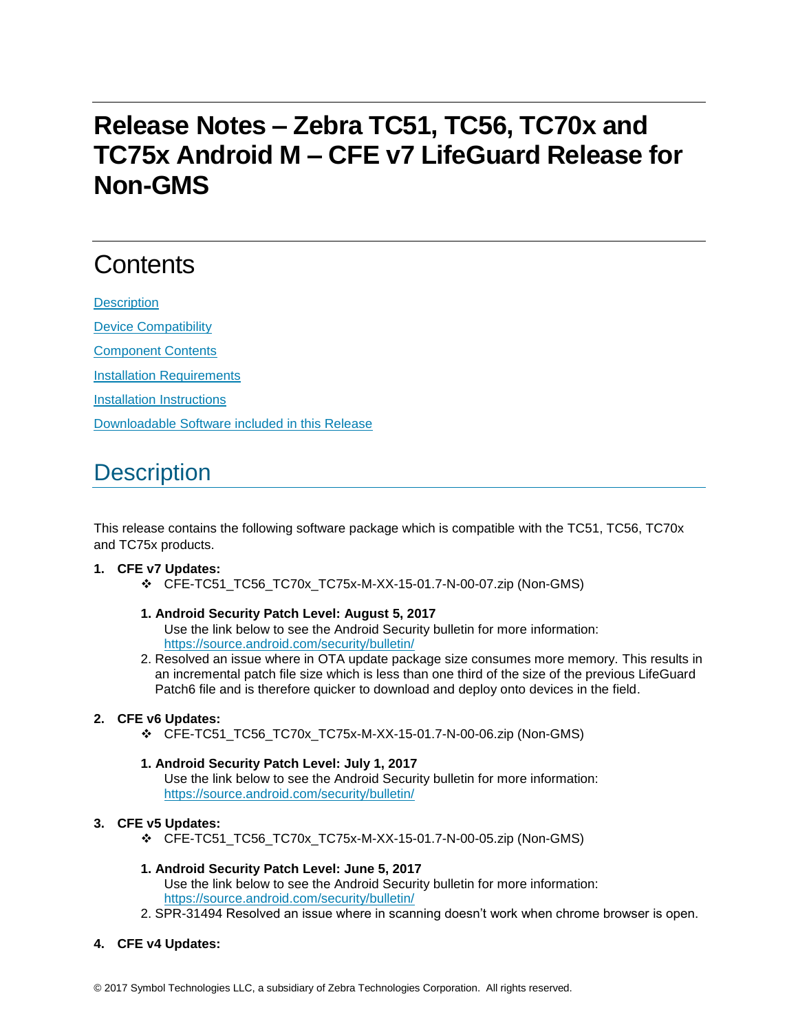# Release Notes – Zebra TC51, TC56, TC70x and TC75x Android M – CFE v7 LifeGuard Release for Non-GMS

## Contents

[Description](#description)

[Device Compatibility](#device-compatibility)

[Component Contents](#component-contents)

[Installation Requirements](#installation-requirements)

[Installation Instructions](#installation-instructions)

[Downloadable Software included in this Release](#downloadable-software-included-in-this-release)

## Description

This release contains the following software package which is compatible with the TC51, TC56, TC70x and TC75x products.

1. **CFE v7 Updates:**
   - ❖ CFE-TC51_TC56_TC70x_TC75x-M-XX-15-01.7-N-00-07.zip (Non-GMS)

   1. **Android Security Patch Level: August 5, 2017**
      Use the link below to see the Android Security bulletin for more information:
      [https://source.android.com/security/bulletin/](https://source.android.com/security/bulletin/)
   2. Resolved an issue where in OTA update package size consumes more memory. This results in an incremental patch file size which is less than one third of the size of the previous LifeGuard Patch6 file and is therefore quicker to download and deploy onto devices in the field.

2. **CFE v6 Updates:**
   - ❖ CFE-TC51_TC56_TC70x_TC75x-M-XX-15-01.7-N-00-06.zip (Non-GMS)

   1. **Android Security Patch Level: July 1, 2017**
      Use the link below to see the Android Security bulletin for more information:
      [https://source.android.com/security/bulletin/](https://source.android.com/security/bulletin/)

3. **CFE v5 Updates:**
   - ❖ CFE-TC51_TC56_TC70x_TC75x-M-XX-15-01.7-N-00-05.zip (Non-GMS)

   1. **Android Security Patch Level: June 5, 2017**
      Use the link below to see the Android Security bulletin for more information:
      [https://source.android.com/security/bulletin/](https://source.android.com/security/bulletin/)
   2. SPR-31494 Resolved an issue where in scanning doesn't work when chrome browser is open.

4. **CFE v4 Updates:**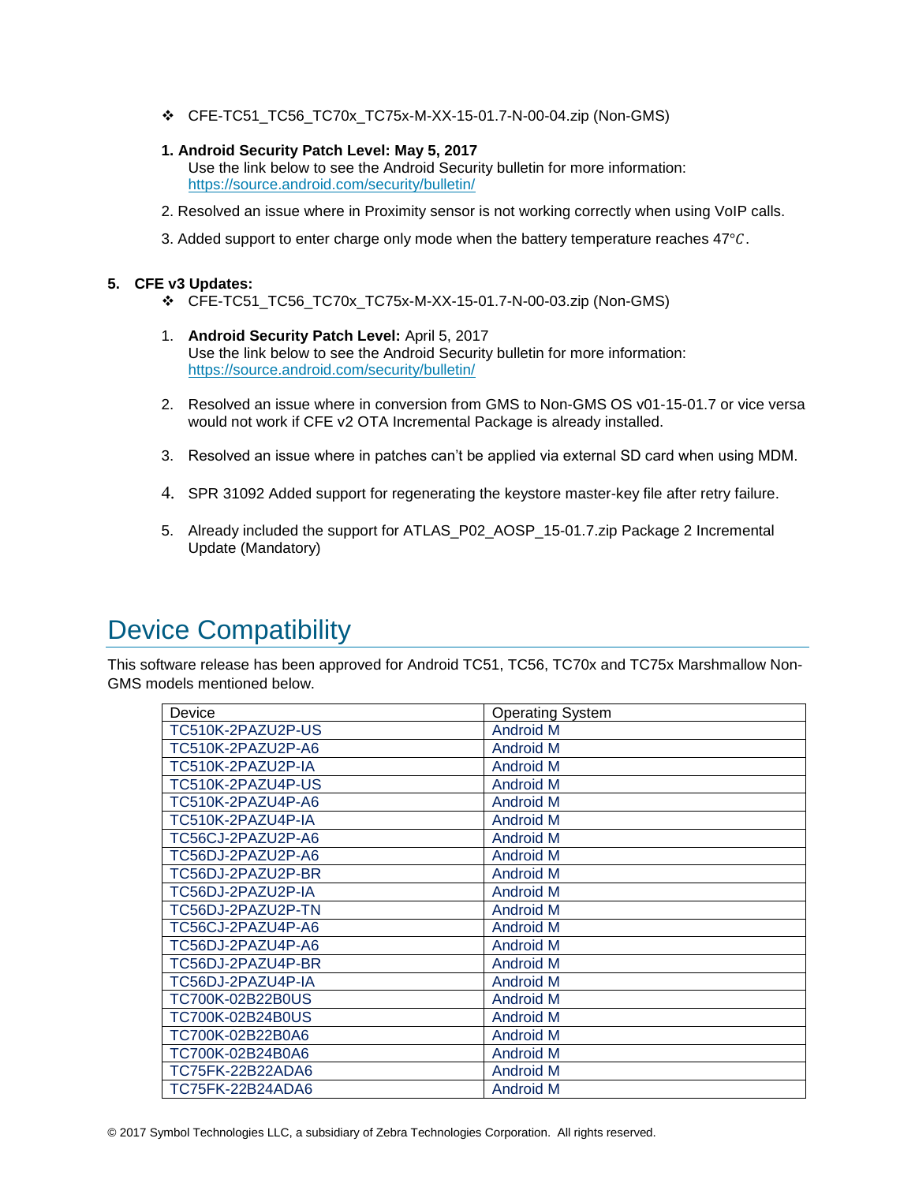- ❖ CFE-TC51_TC56_TC70x_TC75x-M-XX-15-01.7-N-00-04.zip (Non-GMS)

1. **Android Security Patch Level: May 5, 2017**
   Use the link below to see the Android Security bulletin for more information: https://source.android.com/security/bulletin/

2. Resolved an issue where in Proximity sensor is not working correctly when using VoIP calls.

3. Added support to enter charge only mode when the battery temperature reaches 47°$C$.

**5. CFE v3 Updates:**

- ❖ CFE-TC51_TC56_TC70x_TC75x-M-XX-15-01.7-N-00-03.zip (Non-GMS)

1. **Android Security Patch Level:** April 5, 2017
   Use the link below to see the Android Security bulletin for more information: https://source.android.com/security/bulletin/

2. Resolved an issue where in conversion from GMS to Non-GMS OS v01-15-01.7 or vice versa would not work if CFE v2 OTA Incremental Package is already installed.

3. Resolved an issue where in patches can't be applied via external SD card when using MDM.

4. SPR 31092 Added support for regenerating the keystore master-key file after retry failure.

5. Already included the support for ATLAS_P02_AOSP_15-01.7.zip Package 2 Incremental Update (Mandatory)

# Device Compatibility

This software release has been approved for Android TC51, TC56, TC70x and TC75x Marshmallow Non-GMS models mentioned below.

| Device | Operating System |
|---|---|
| TC510K-2PAZU2P-US | Android M |
| TC510K-2PAZU2P-A6 | Android M |
| TC510K-2PAZU2P-IA | Android M |
| TC510K-2PAZU4P-US | Android M |
| TC510K-2PAZU4P-A6 | Android M |
| TC510K-2PAZU4P-IA | Android M |
| TC56CJ-2PAZU2P-A6 | Android M |
| TC56DJ-2PAZU2P-A6 | Android M |
| TC56DJ-2PAZU2P-BR | Android M |
| TC56DJ-2PAZU2P-IA | Android M |
| TC56DJ-2PAZU2P-TN | Android M |
| TC56CJ-2PAZU4P-A6 | Android M |
| TC56DJ-2PAZU4P-A6 | Android M |
| TC56DJ-2PAZU4P-BR | Android M |
| TC56DJ-2PAZU4P-IA | Android M |
| TC700K-02B22B0US | Android M |
| TC700K-02B24B0US | Android M |
| TC700K-02B22B0A6 | Android M |
| TC700K-02B24B0A6 | Android M |
| TC75FK-22B22ADA6 | Android M |
| TC75FK-22B24ADA6 | Android M |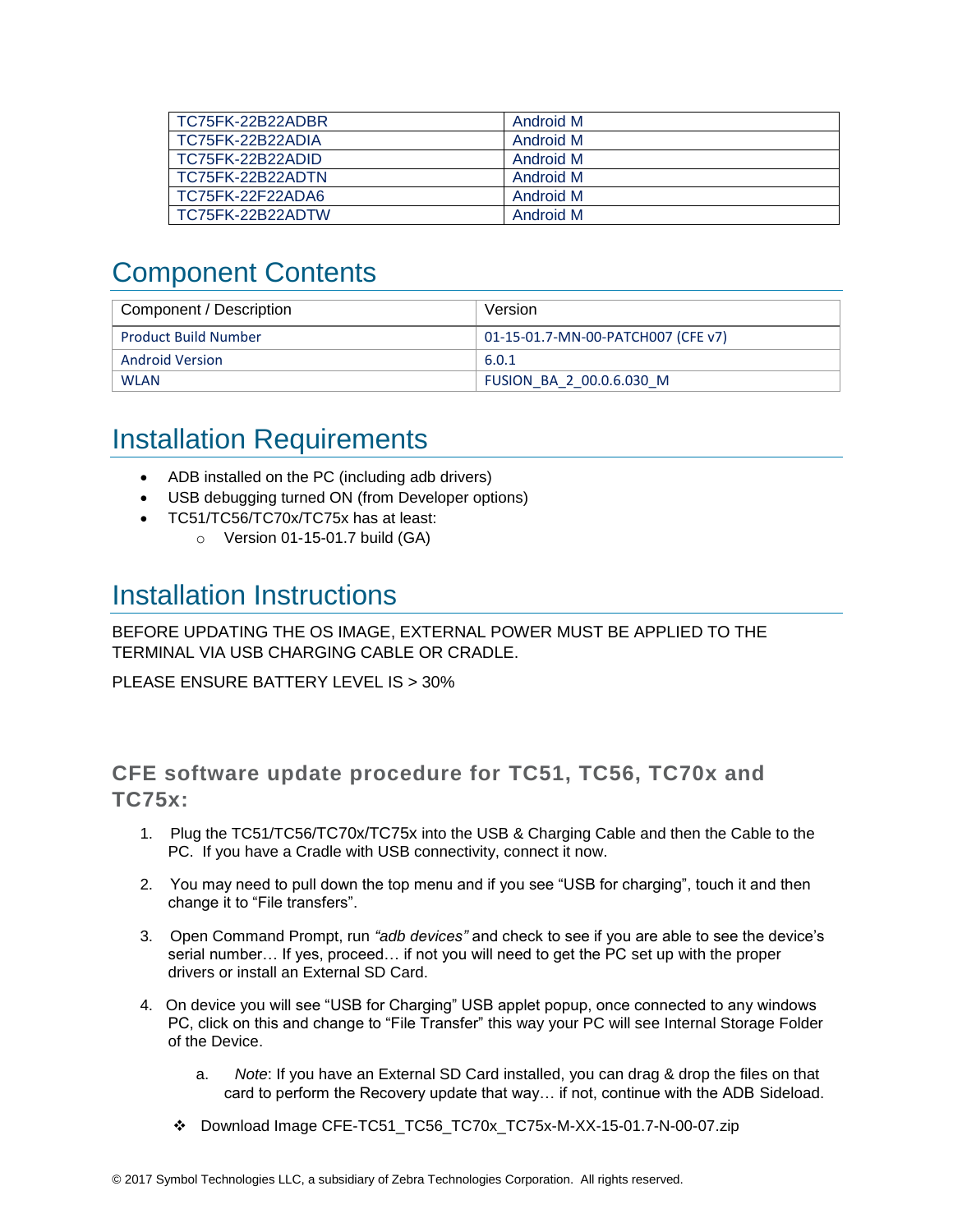| TC75FK-22B22ADBR | Android M |
|---|---|
| TC75FK-22B22ADIA | Android M |
| TC75FK-22B22ADID | Android M |
| TC75FK-22B22ADTN | Android M |
| TC75FK-22F22ADA6 | Android M |
| TC75FK-22B22ADTW | Android M |

# Component Contents

| Component / Description | Version |
|---|---|
| Product Build Number | 01-15-01.7-MN-00-PATCH007 (CFE v7) |
| Android Version | 6.0.1 |
| WLAN | FUSION_BA_2_00.0.6.030_M |

# Installation Requirements

- ADB installed on the PC (including adb drivers)
- USB debugging turned ON (from Developer options)
- TC51/TC56/TC70x/TC75x has at least:
  - Version 01-15-01.7 build (GA)

# Installation Instructions

BEFORE UPDATING THE OS IMAGE, EXTERNAL POWER MUST BE APPLIED TO THE TERMINAL VIA USB CHARGING CABLE OR CRADLE.

PLEASE ENSURE BATTERY LEVEL IS > 30%

### CFE software update procedure for TC51, TC56, TC70x and TC75x:

1. Plug the TC51/TC56/TC70x/TC75x into the USB & Charging Cable and then the Cable to the PC. If you have a Cradle with USB connectivity, connect it now.

2. You may need to pull down the top menu and if you see "USB for charging", touch it and then change it to "File transfers".

3. Open Command Prompt, run *"adb devices"* and check to see if you are able to see the device's serial number… If yes, proceed… if not you will need to get the PC set up with the proper drivers or install an External SD Card.

4. On device you will see "USB for Charging" USB applet popup, once connected to any windows PC, click on this and change to "File Transfer" this way your PC will see Internal Storage Folder of the Device.

   a. *Note*: If you have an External SD Card installed, you can drag & drop the files on that card to perform the Recovery update that way… if not, continue with the ADB Sideload.

- ❖ Download Image CFE-TC51_TC56_TC70x_TC75x-M-XX-15-01.7-N-00-07.zip

© 2017 Symbol Technologies LLC, a subsidiary of Zebra Technologies Corporation. All rights reserved.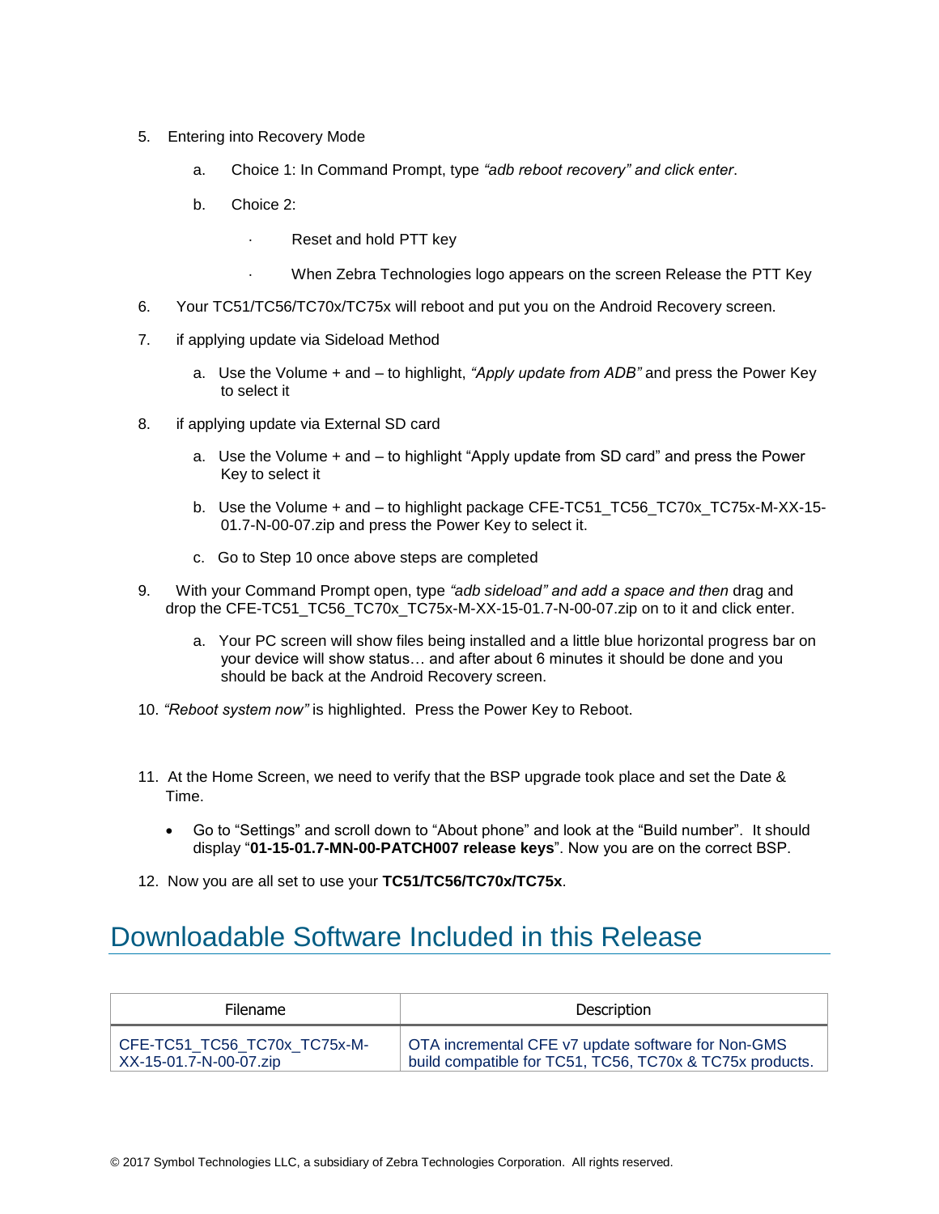5. Entering into Recovery Mode

   a. Choice 1: In Command Prompt, type *"adb reboot recovery" and click enter*.

   b. Choice 2:

      · Reset and hold PTT key

      · When Zebra Technologies logo appears on the screen Release the PTT Key

6. Your TC51/TC56/TC70x/TC75x will reboot and put you on the Android Recovery screen.

7. if applying update via Sideload Method

   a. Use the Volume + and – to highlight, *"Apply update from ADB"* and press the Power Key to select it

8. if applying update via External SD card

   a. Use the Volume + and – to highlight "Apply update from SD card" and press the Power Key to select it

   b. Use the Volume + and – to highlight package CFE-TC51_TC56_TC70x_TC75x-M-XX-15-01.7-N-00-07.zip and press the Power Key to select it.

   c. Go to Step 10 once above steps are completed

9. With your Command Prompt open, type *"adb sideload" and add a space and then* drag and drop the CFE-TC51_TC56_TC70x_TC75x-M-XX-15-01.7-N-00-07.zip on to it and click enter.

   a. Your PC screen will show files being installed and a little blue horizontal progress bar on your device will show status… and after about 6 minutes it should be done and you should be back at the Android Recovery screen.

10. *"Reboot system now"* is highlighted. Press the Power Key to Reboot.

11. At the Home Screen, we need to verify that the BSP upgrade took place and set the Date & Time.

    - Go to "Settings" and scroll down to "About phone" and look at the "Build number". It should display "**01-15-01.7-MN-00-PATCH007 release keys**". Now you are on the correct BSP.

12. Now you are all set to use your **TC51/TC56/TC70x/TC75x**.

# Downloadable Software Included in this Release

| Filename | Description |
|---|---|
| CFE-TC51_TC56_TC70x_TC75x-M-XX-15-01.7-N-00-07.zip | OTA incremental CFE v7 update software for Non-GMS build compatible for TC51, TC56, TC70x & TC75x products. |

© 2017 Symbol Technologies LLC, a subsidiary of Zebra Technologies Corporation. All rights reserved.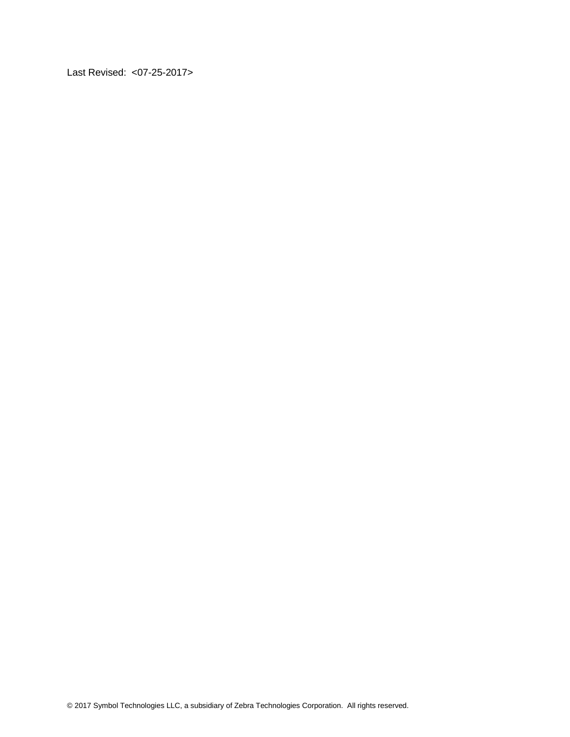Last Revised: <07-25-2017>

© 2017 Symbol Technologies LLC, a subsidiary of Zebra Technologies Corporation. All rights reserved.